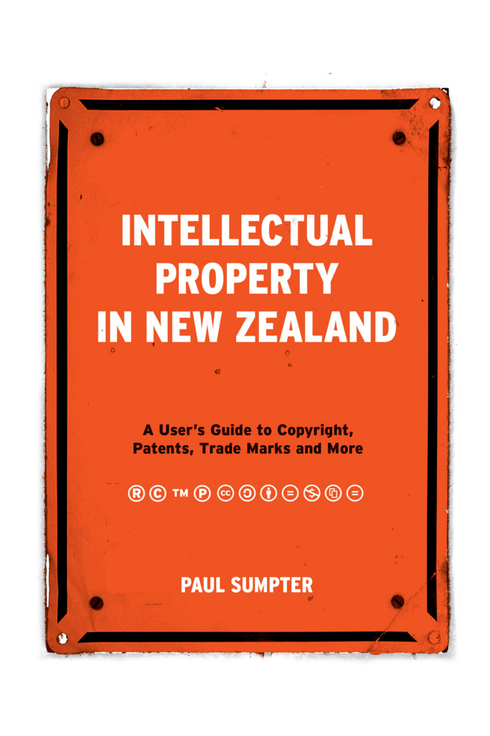# INTELLECTUAL PROPERTY IN NEW ZEALAND

**A User's Guide to Copyright, Patents, Trade Marks and More**

® © ™ ℗

**PAUL SUMPTER**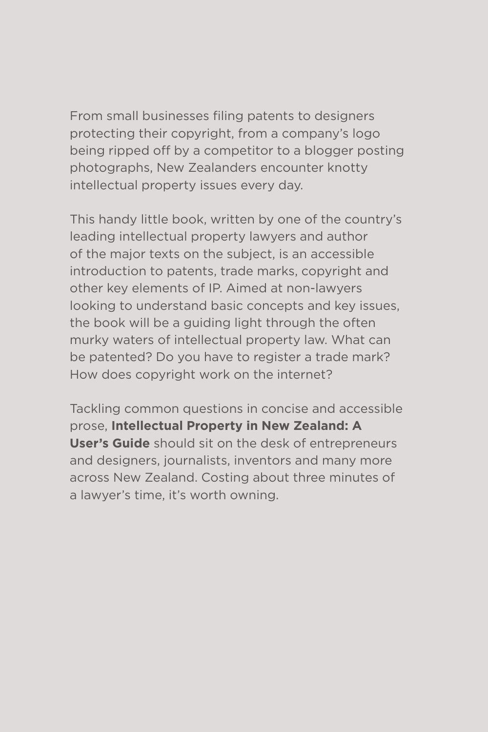From small businesses filing patents to designers protecting their copyright, from a company's logo being ripped off by a competitor to a blogger posting photographs, New Zealanders encounter knotty intellectual property issues every day.

This handy little book, written by one of the country's leading intellectual property lawyers and author of the major texts on the subject, is an accessible introduction to patents, trade marks, copyright and other key elements of IP. Aimed at non-lawyers looking to understand basic concepts and key issues, the book will be a guiding light through the often murky waters of intellectual property law. What can be patented? Do you have to register a trade mark? How does copyright work on the internet?

Tackling common questions in concise and accessible prose, **Intellectual Property in New Zealand: A User's Guide** should sit on the desk of entrepreneurs and designers, journalists, inventors and many more across New Zealand. Costing about three minutes of a lawyer's time, it's worth owning.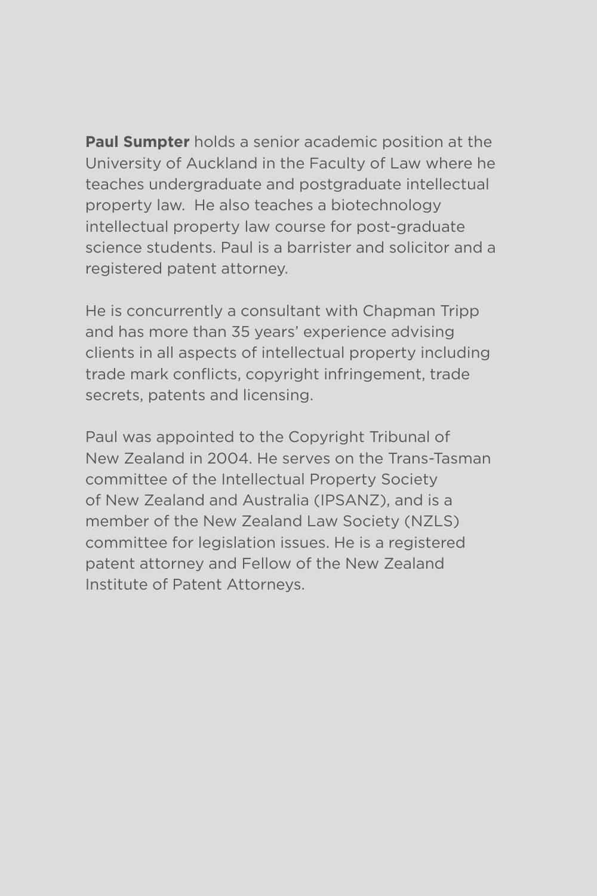**Paul Sumpter** holds a senior academic position at the University of Auckland in the Faculty of Law where he teaches undergraduate and postgraduate intellectual property law. He also teaches a biotechnology intellectual property law course for post-graduate science students. Paul is a barrister and solicitor and a registered patent attorney.

He is concurrently a consultant with Chapman Tripp and has more than 35 years' experience advising clients in all aspects of intellectual property including trade mark conflicts, copyright infringement, trade secrets, patents and licensing.

Paul was appointed to the Copyright Tribunal of New Zealand in 2004. He serves on the Trans-Tasman committee of the Intellectual Property Society of New Zealand and Australia (IPSANZ), and is a member of the New Zealand Law Society (NZLS) committee for legislation issues. He is a registered patent attorney and Fellow of the New Zealand Institute of Patent Attorneys.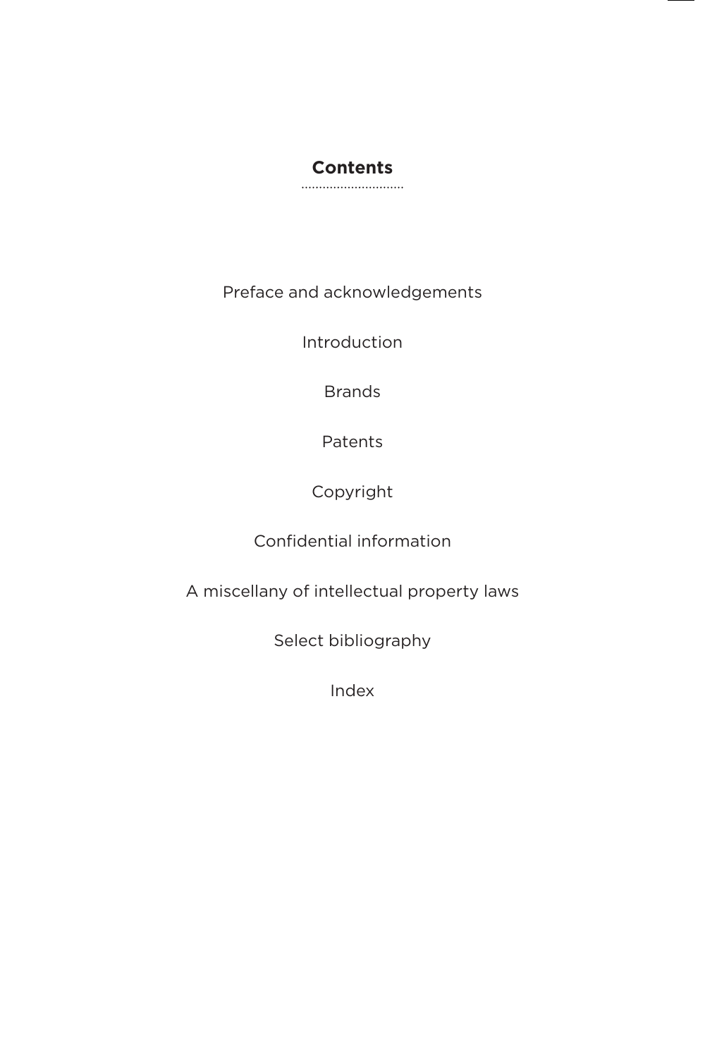# Contents

Preface and acknowledgements

Introduction

Brands

Patents

Copyright

Confidential information

A miscellany of intellectual property laws

Select bibliography

Index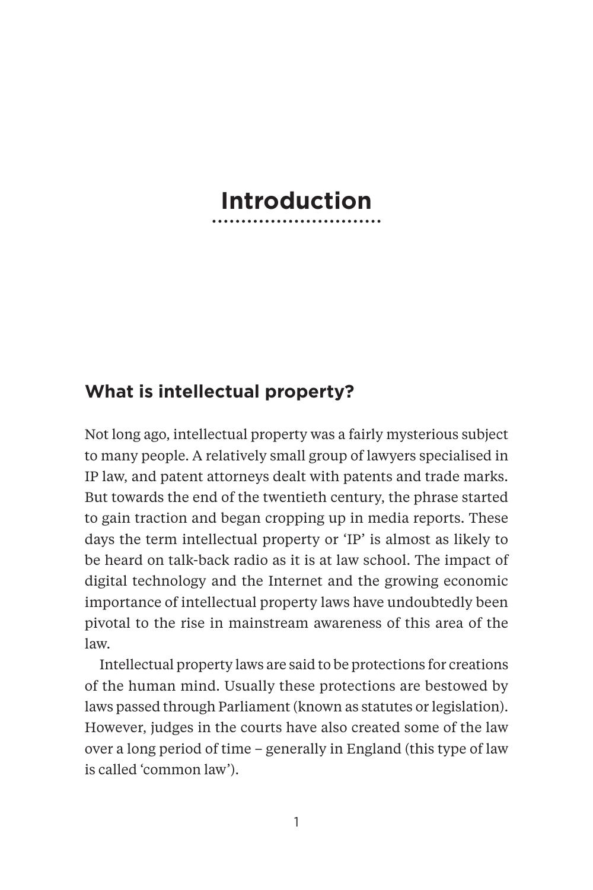# Introduction

## What is intellectual property?

Not long ago, intellectual property was a fairly mysterious subject to many people. A relatively small group of lawyers specialised in IP law, and patent attorneys dealt with patents and trade marks. But towards the end of the twentieth century, the phrase started to gain traction and began cropping up in media reports. These days the term intellectual property or 'IP' is almost as likely to be heard on talk-back radio as it is at law school. The impact of digital technology and the Internet and the growing economic importance of intellectual property laws have undoubtedly been pivotal to the rise in mainstream awareness of this area of the law.

Intellectual property laws are said to be protections for creations of the human mind. Usually these protections are bestowed by laws passed through Parliament (known as statutes or legislation). However, judges in the courts have also created some of the law over a long period of time – generally in England (this type of law is called 'common law').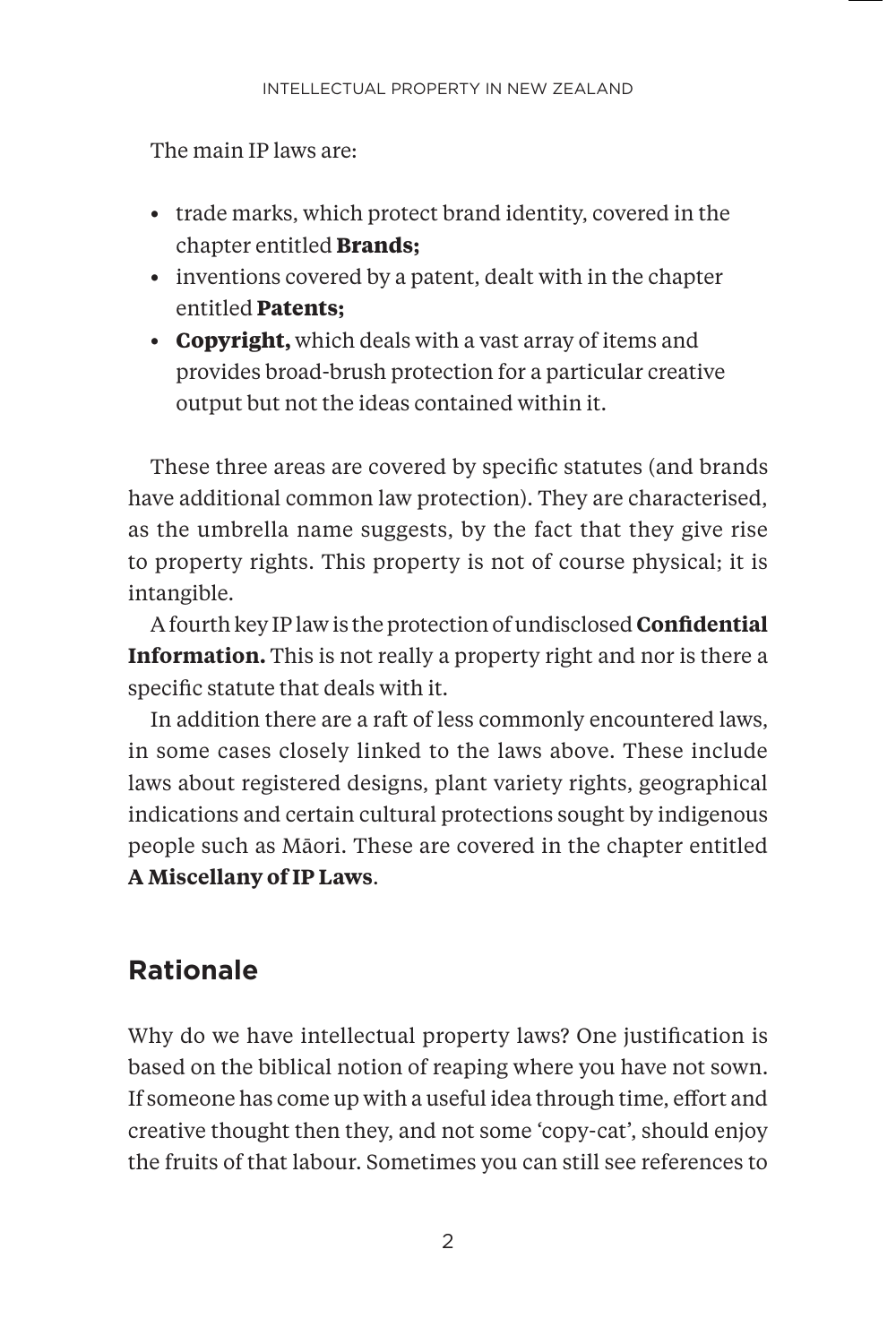The main IP laws are:

- trade marks, which protect brand identity, covered in the chapter entitled **Brands;**
- inventions covered by a patent, dealt with in the chapter entitled **Patents;**
- **Copyright,** which deals with a vast array of items and provides broad-brush protection for a particular creative output but not the ideas contained within it.

These three areas are covered by specific statutes (and brands have additional common law protection). They are characterised, as the umbrella name suggests, by the fact that they give rise to property rights. This property is not of course physical; it is intangible.

A fourth key IP law is the protection of undisclosed **Confidential Information.** This is not really a property right and nor is there a specific statute that deals with it.

In addition there are a raft of less commonly encountered laws, in some cases closely linked to the laws above. These include laws about registered designs, plant variety rights, geographical indications and certain cultural protections sought by indigenous people such as Māori. These are covered in the chapter entitled **A Miscellany of IP Laws**.

## Rationale

Why do we have intellectual property laws? One justification is based on the biblical notion of reaping where you have not sown. If someone has come up with a useful idea through time, effort and creative thought then they, and not some 'copy-cat', should enjoy the fruits of that labour. Sometimes you can still see references to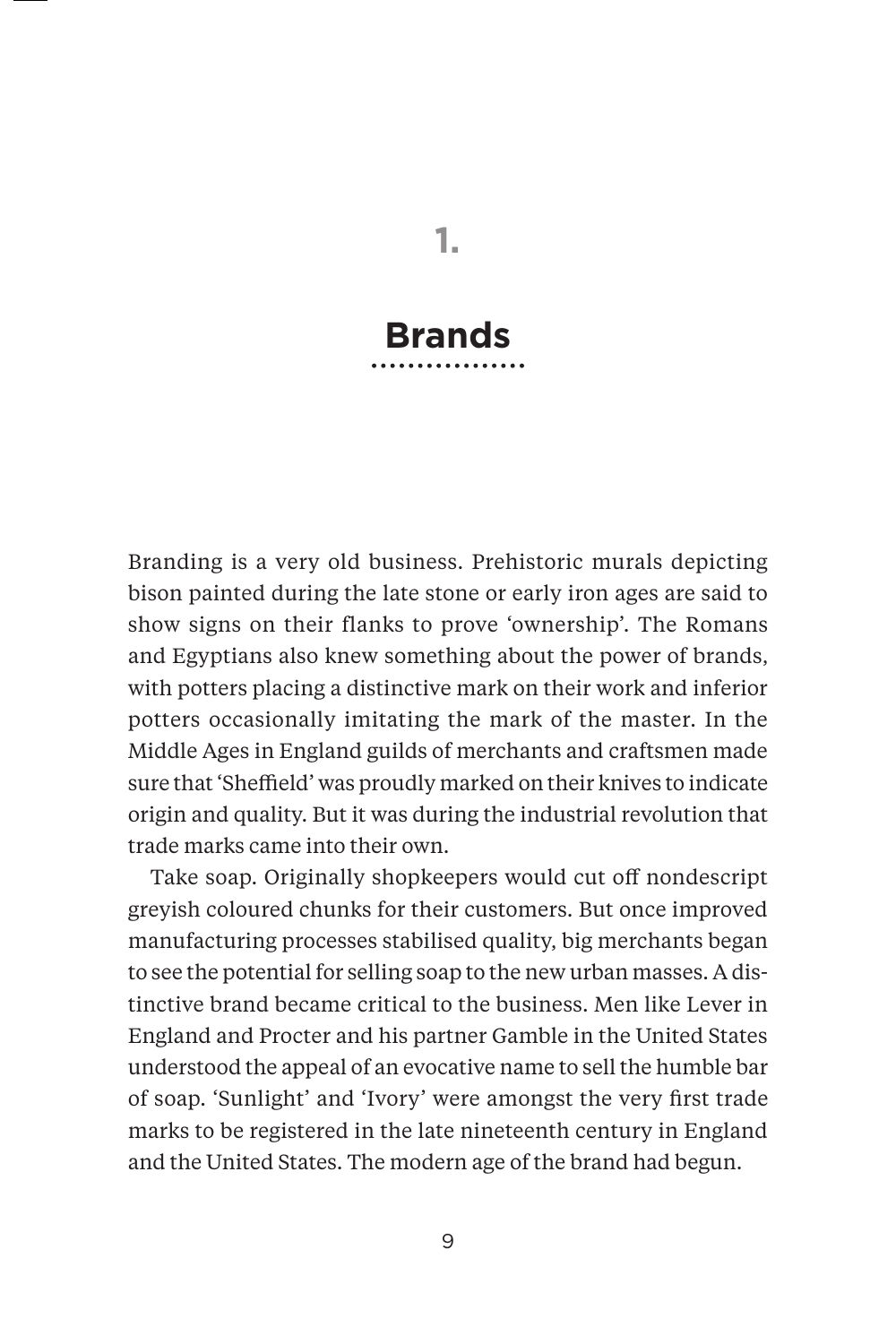# 1.

# Brands

Branding is a very old business. Prehistoric murals depicting bison painted during the late stone or early iron ages are said to show signs on their flanks to prove 'ownership'. The Romans and Egyptians also knew something about the power of brands, with potters placing a distinctive mark on their work and inferior potters occasionally imitating the mark of the master. In the Middle Ages in England guilds of merchants and craftsmen made sure that 'Sheffield' was proudly marked on their knives to indicate origin and quality. But it was during the industrial revolution that trade marks came into their own.

Take soap. Originally shopkeepers would cut off nondescript greyish coloured chunks for their customers. But once improved manufacturing processes stabilised quality, big merchants began to see the potential for selling soap to the new urban masses. A distinctive brand became critical to the business. Men like Lever in England and Procter and his partner Gamble in the United States understood the appeal of an evocative name to sell the humble bar of soap. 'Sunlight' and 'Ivory' were amongst the very first trade marks to be registered in the late nineteenth century in England and the United States. The modern age of the brand had begun.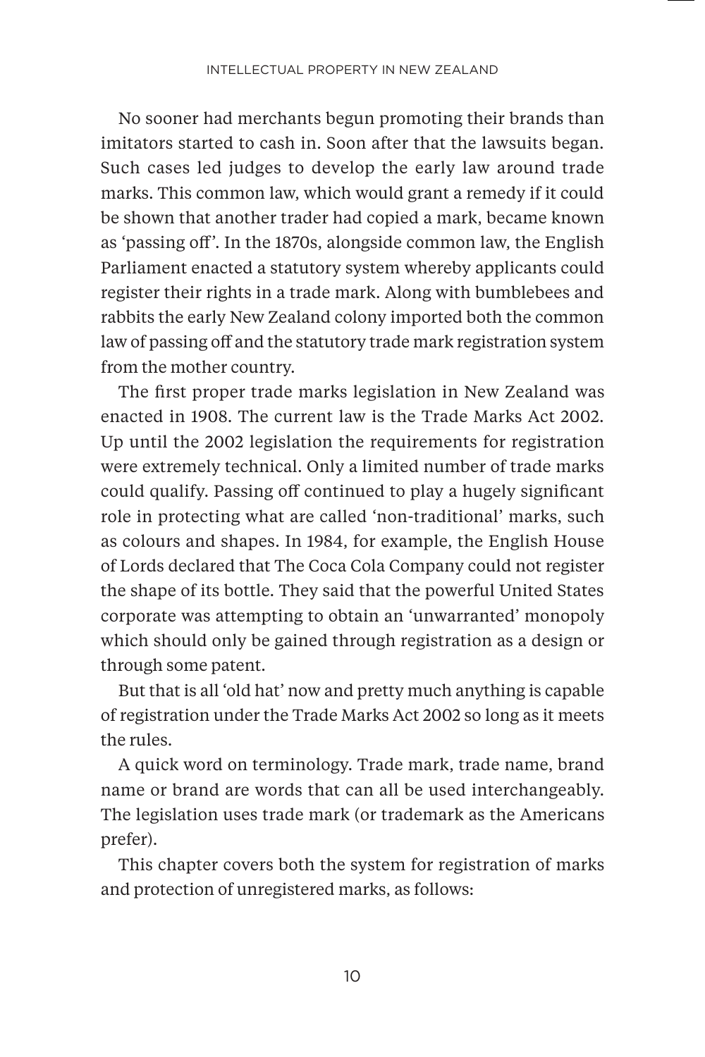No sooner had merchants begun promoting their brands than imitators started to cash in. Soon after that the lawsuits began. Such cases led judges to develop the early law around trade marks. This common law, which would grant a remedy if it could be shown that another trader had copied a mark, became known as 'passing off'. In the 1870s, alongside common law, the English Parliament enacted a statutory system whereby applicants could register their rights in a trade mark. Along with bumblebees and rabbits the early New Zealand colony imported both the common law of passing off and the statutory trade mark registration system from the mother country.

The first proper trade marks legislation in New Zealand was enacted in 1908. The current law is the Trade Marks Act 2002. Up until the 2002 legislation the requirements for registration were extremely technical. Only a limited number of trade marks could qualify. Passing off continued to play a hugely significant role in protecting what are called 'non-traditional' marks, such as colours and shapes. In 1984, for example, the English House of Lords declared that The Coca Cola Company could not register the shape of its bottle. They said that the powerful United States corporate was attempting to obtain an 'unwarranted' monopoly which should only be gained through registration as a design or through some patent.

But that is all 'old hat' now and pretty much anything is capable of registration under the Trade Marks Act 2002 so long as it meets the rules.

A quick word on terminology. Trade mark, trade name, brand name or brand are words that can all be used interchangeably. The legislation uses trade mark (or trademark as the Americans prefer).

This chapter covers both the system for registration of marks and protection of unregistered marks, as follows: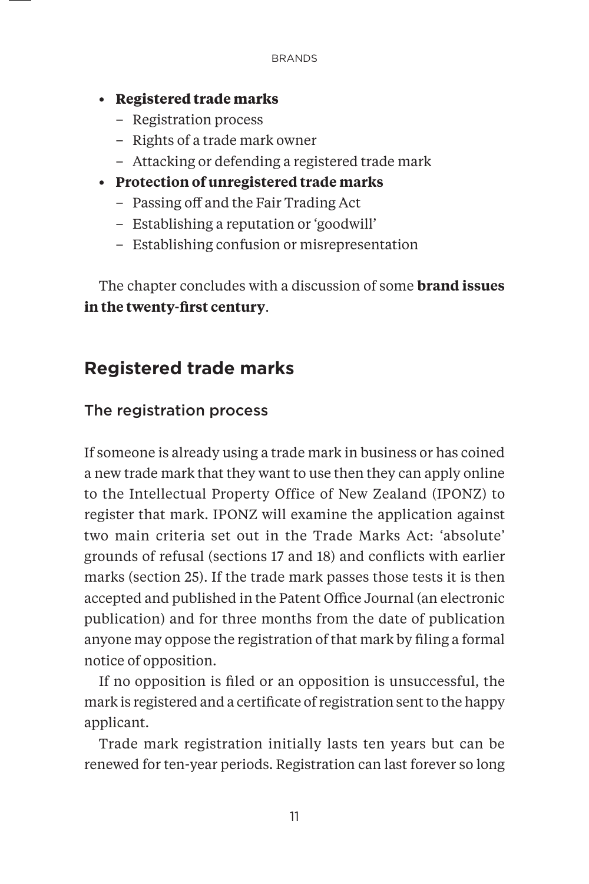- **Registered trade marks**
  - Registration process
  - Rights of a trade mark owner
  - Attacking or defending a registered trade mark
- **Protection of unregistered trade marks**
  - Passing off and the Fair Trading Act
  - Establishing a reputation or 'goodwill'
  - Establishing confusion or misrepresentation

The chapter concludes with a discussion of some **brand issues in the twenty-first century**.

## Registered trade marks

### The registration process

If someone is already using a trade mark in business or has coined a new trade mark that they want to use then they can apply online to the Intellectual Property Office of New Zealand (IPONZ) to register that mark. IPONZ will examine the application against two main criteria set out in the Trade Marks Act: 'absolute' grounds of refusal (sections 17 and 18) and conflicts with earlier marks (section 25). If the trade mark passes those tests it is then accepted and published in the Patent Office Journal (an electronic publication) and for three months from the date of publication anyone may oppose the registration of that mark by filing a formal notice of opposition.

If no opposition is filed or an opposition is unsuccessful, the mark is registered and a certificate of registration sent to the happy applicant.

Trade mark registration initially lasts ten years but can be renewed for ten-year periods. Registration can last forever so long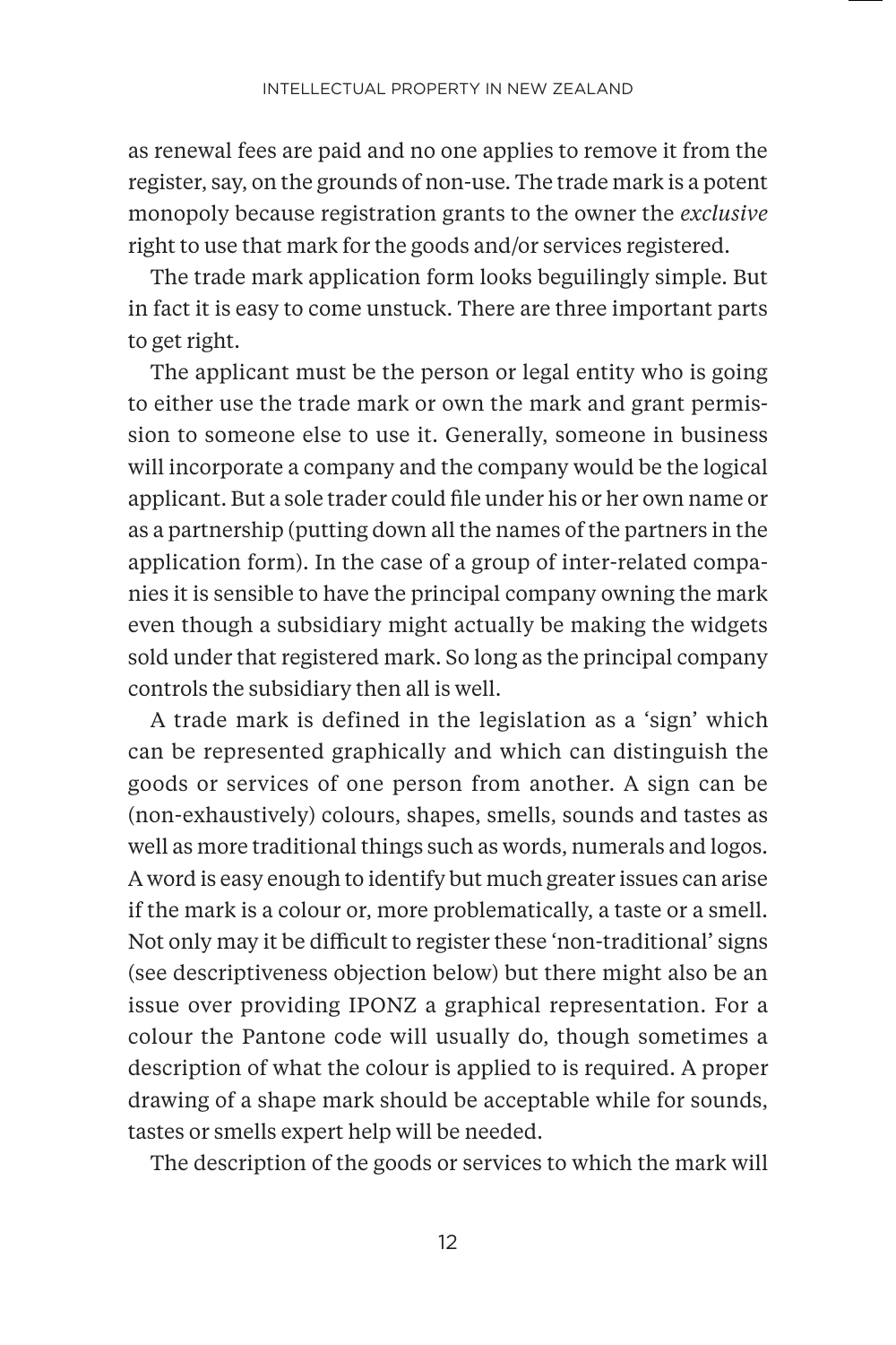as renewal fees are paid and no one applies to remove it from the register, say, on the grounds of non-use. The trade mark is a potent monopoly because registration grants to the owner the *exclusive* right to use that mark for the goods and/or services registered.

The trade mark application form looks beguilingly simple. But in fact it is easy to come unstuck. There are three important parts to get right.

The applicant must be the person or legal entity who is going to either use the trade mark or own the mark and grant permission to someone else to use it. Generally, someone in business will incorporate a company and the company would be the logical applicant. But a sole trader could file under his or her own name or as a partnership (putting down all the names of the partners in the application form). In the case of a group of inter-related companies it is sensible to have the principal company owning the mark even though a subsidiary might actually be making the widgets sold under that registered mark. So long as the principal company controls the subsidiary then all is well.

A trade mark is defined in the legislation as a 'sign' which can be represented graphically and which can distinguish the goods or services of one person from another. A sign can be (non-exhaustively) colours, shapes, smells, sounds and tastes as well as more traditional things such as words, numerals and logos. A word is easy enough to identify but much greater issues can arise if the mark is a colour or, more problematically, a taste or a smell. Not only may it be difficult to register these 'non-traditional' signs (see descriptiveness objection below) but there might also be an issue over providing IPONZ a graphical representation. For a colour the Pantone code will usually do, though sometimes a description of what the colour is applied to is required. A proper drawing of a shape mark should be acceptable while for sounds, tastes or smells expert help will be needed.

The description of the goods or services to which the mark will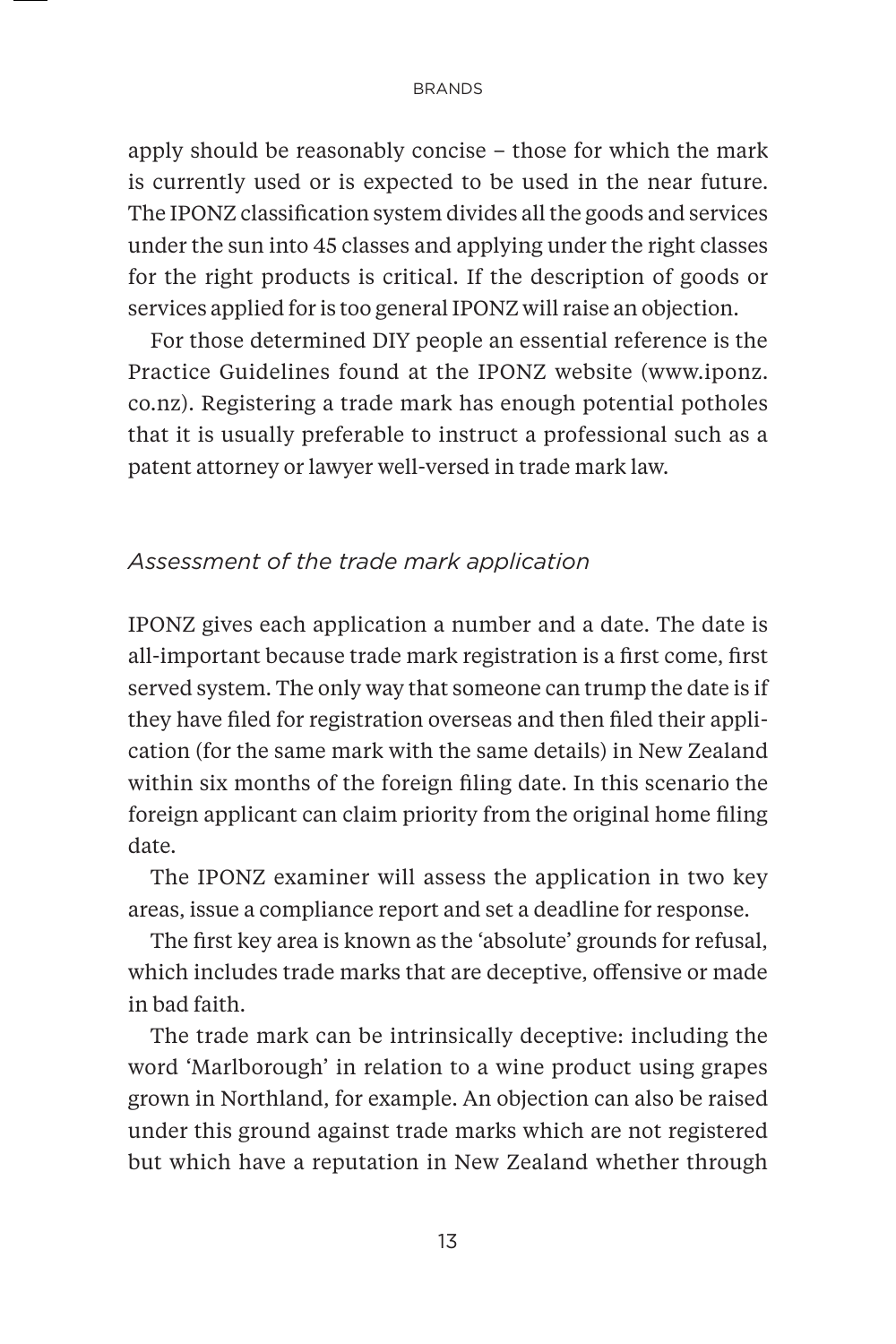apply should be reasonably concise – those for which the mark is currently used or is expected to be used in the near future. The IPONZ classification system divides all the goods and services under the sun into 45 classes and applying under the right classes for the right products is critical. If the description of goods or services applied for is too general IPONZ will raise an objection.

For those determined DIY people an essential reference is the Practice Guidelines found at the IPONZ website (www.iponz.co.nz). Registering a trade mark has enough potential potholes that it is usually preferable to instruct a professional such as a patent attorney or lawyer well-versed in trade mark law.

### *Assessment of the trade mark application*

IPONZ gives each application a number and a date. The date is all-important because trade mark registration is a first come, first served system. The only way that someone can trump the date is if they have filed for registration overseas and then filed their application (for the same mark with the same details) in New Zealand within six months of the foreign filing date. In this scenario the foreign applicant can claim priority from the original home filing date.

The IPONZ examiner will assess the application in two key areas, issue a compliance report and set a deadline for response.

The first key area is known as the 'absolute' grounds for refusal, which includes trade marks that are deceptive, offensive or made in bad faith.

The trade mark can be intrinsically deceptive: including the word 'Marlborough' in relation to a wine product using grapes grown in Northland, for example. An objection can also be raised under this ground against trade marks which are not registered but which have a reputation in New Zealand whether through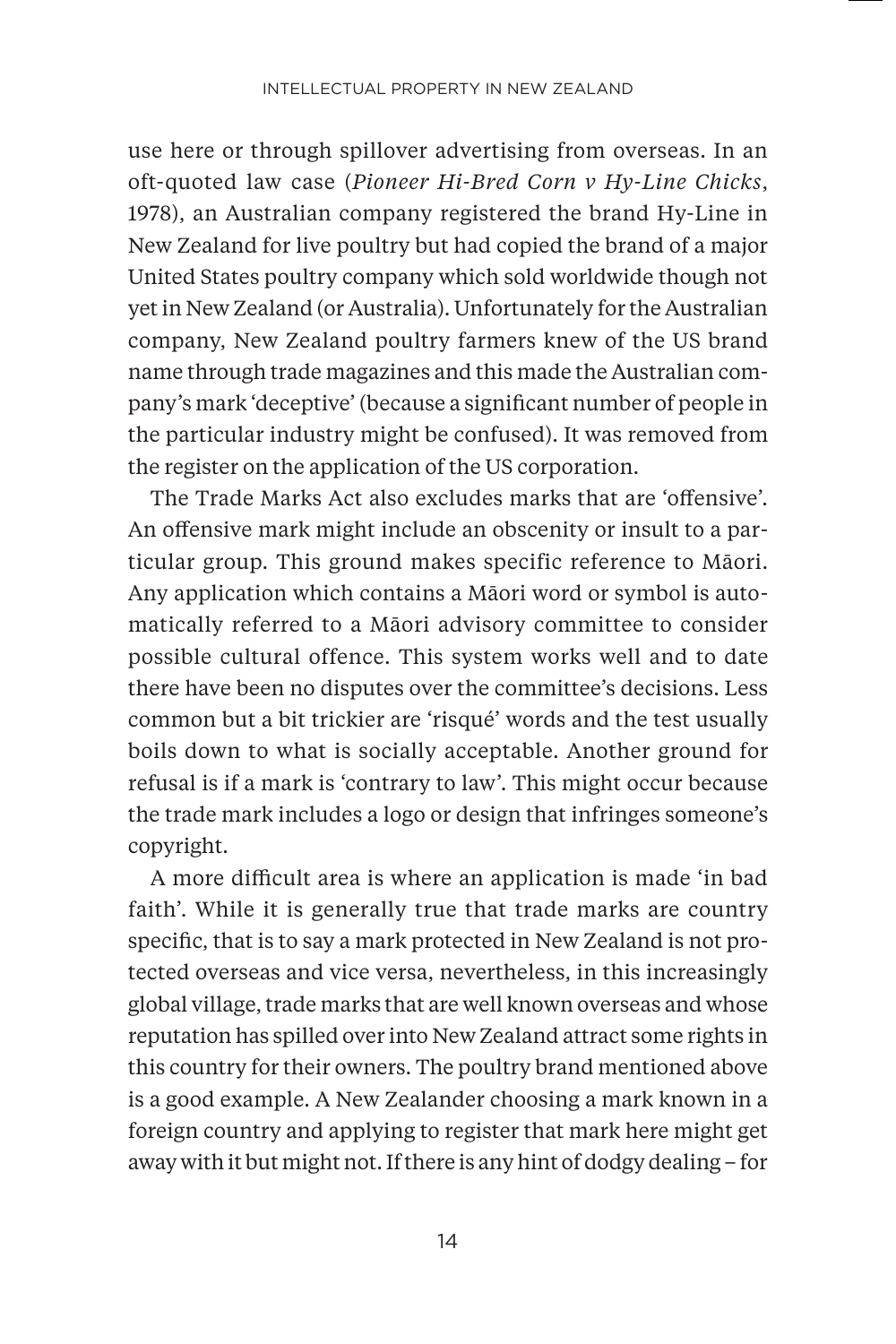use here or through spillover advertising from overseas. In an oft-quoted law case (*Pioneer Hi-Bred Corn v Hy-Line Chicks*, 1978), an Australian company registered the brand Hy-Line in New Zealand for live poultry but had copied the brand of a major United States poultry company which sold worldwide though not yet in New Zealand (or Australia). Unfortunately for the Australian company, New Zealand poultry farmers knew of the US brand name through trade magazines and this made the Australian company's mark 'deceptive' (because a significant number of people in the particular industry might be confused). It was removed from the register on the application of the US corporation.

The Trade Marks Act also excludes marks that are 'offensive'. An offensive mark might include an obscenity or insult to a particular group. This ground makes specific reference to Māori. Any application which contains a Māori word or symbol is automatically referred to a Māori advisory committee to consider possible cultural offence. This system works well and to date there have been no disputes over the committee's decisions. Less common but a bit trickier are 'risqué' words and the test usually boils down to what is socially acceptable. Another ground for refusal is if a mark is 'contrary to law'. This might occur because the trade mark includes a logo or design that infringes someone's copyright.

A more difficult area is where an application is made 'in bad faith'. While it is generally true that trade marks are country specific, that is to say a mark protected in New Zealand is not protected overseas and vice versa, nevertheless, in this increasingly global village, trade marks that are well known overseas and whose reputation has spilled over into New Zealand attract some rights in this country for their owners. The poultry brand mentioned above is a good example. A New Zealander choosing a mark known in a foreign country and applying to register that mark here might get away with it but might not. If there is any hint of dodgy dealing – for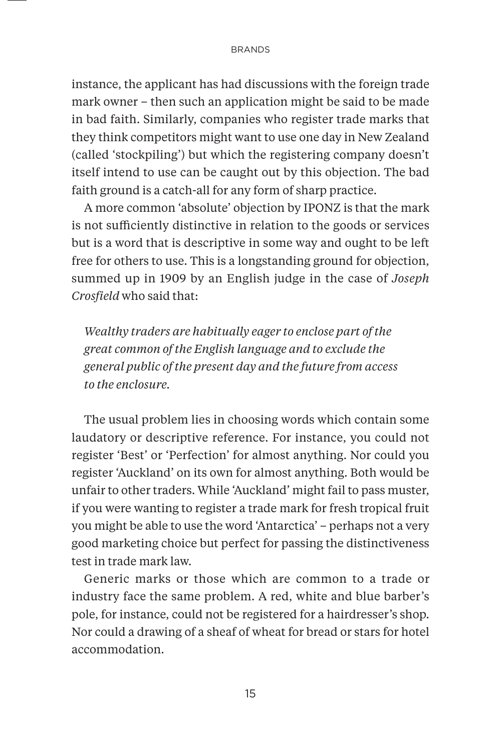instance, the applicant has had discussions with the foreign trade mark owner – then such an application might be said to be made in bad faith. Similarly, companies who register trade marks that they think competitors might want to use one day in New Zealand (called 'stockpiling') but which the registering company doesn't itself intend to use can be caught out by this objection. The bad faith ground is a catch-all for any form of sharp practice.

A more common 'absolute' objection by IPONZ is that the mark is not sufficiently distinctive in relation to the goods or services but is a word that is descriptive in some way and ought to be left free for others to use. This is a longstanding ground for objection, summed up in 1909 by an English judge in the case of *Joseph Crosfield* who said that:

> *Wealthy traders are habitually eager to enclose part of the great common of the English language and to exclude the general public of the present day and the future from access to the enclosure.*

The usual problem lies in choosing words which contain some laudatory or descriptive reference. For instance, you could not register 'Best' or 'Perfection' for almost anything. Nor could you register 'Auckland' on its own for almost anything. Both would be unfair to other traders. While 'Auckland' might fail to pass muster, if you were wanting to register a trade mark for fresh tropical fruit you might be able to use the word 'Antarctica' – perhaps not a very good marketing choice but perfect for passing the distinctiveness test in trade mark law.

Generic marks or those which are common to a trade or industry face the same problem. A red, white and blue barber's pole, for instance, could not be registered for a hairdresser's shop. Nor could a drawing of a sheaf of wheat for bread or stars for hotel accommodation.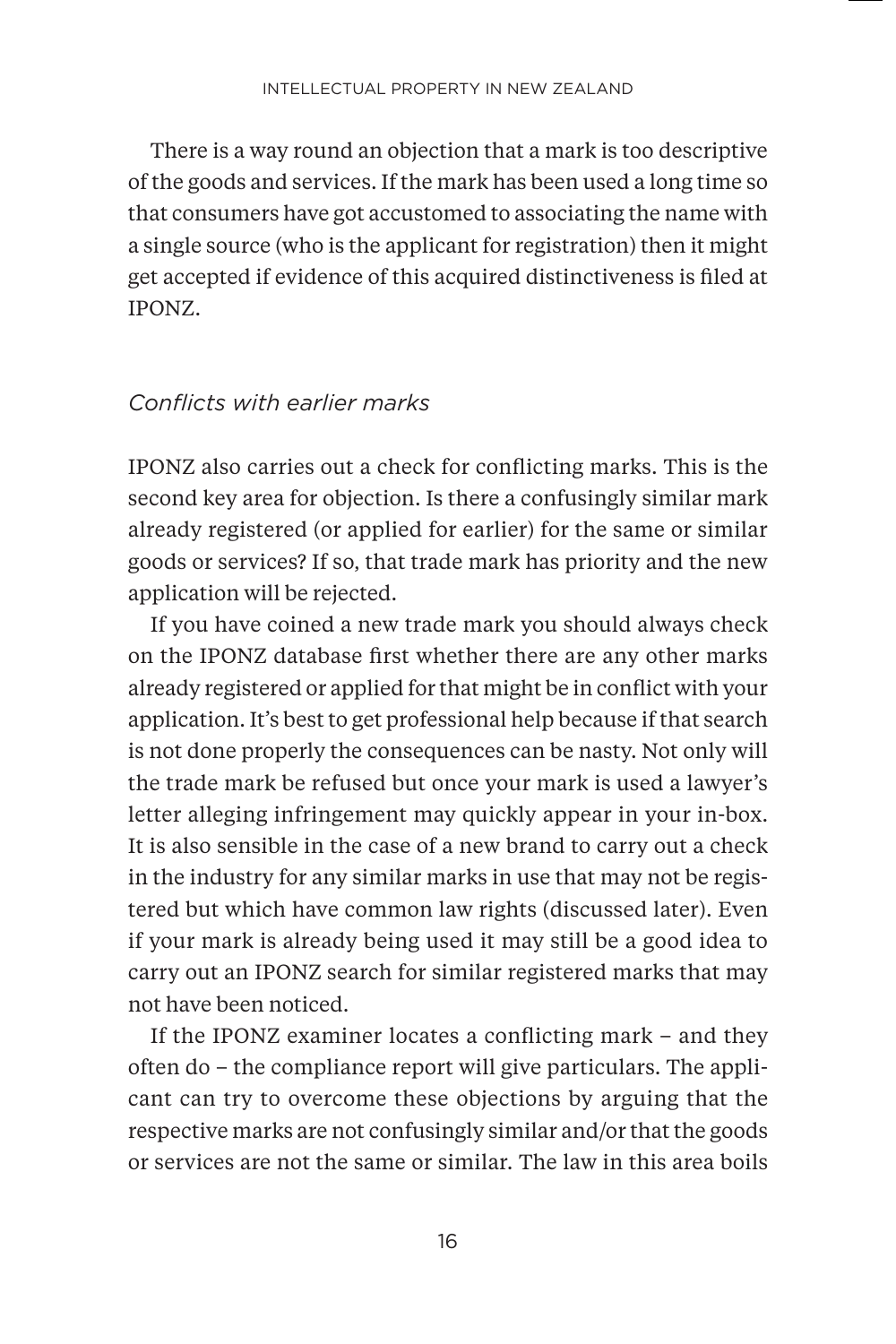There is a way round an objection that a mark is too descriptive of the goods and services. If the mark has been used a long time so that consumers have got accustomed to associating the name with a single source (who is the applicant for registration) then it might get accepted if evidence of this acquired distinctiveness is filed at IPONZ.

### *Conflicts with earlier marks*

IPONZ also carries out a check for conflicting marks. This is the second key area for objection. Is there a confusingly similar mark already registered (or applied for earlier) for the same or similar goods or services? If so, that trade mark has priority and the new application will be rejected.

If you have coined a new trade mark you should always check on the IPONZ database first whether there are any other marks already registered or applied for that might be in conflict with your application. It's best to get professional help because if that search is not done properly the consequences can be nasty. Not only will the trade mark be refused but once your mark is used a lawyer's letter alleging infringement may quickly appear in your in-box. It is also sensible in the case of a new brand to carry out a check in the industry for any similar marks in use that may not be registered but which have common law rights (discussed later). Even if your mark is already being used it may still be a good idea to carry out an IPONZ search for similar registered marks that may not have been noticed.

If the IPONZ examiner locates a conflicting mark – and they often do – the compliance report will give particulars. The applicant can try to overcome these objections by arguing that the respective marks are not confusingly similar and/or that the goods or services are not the same or similar. The law in this area boils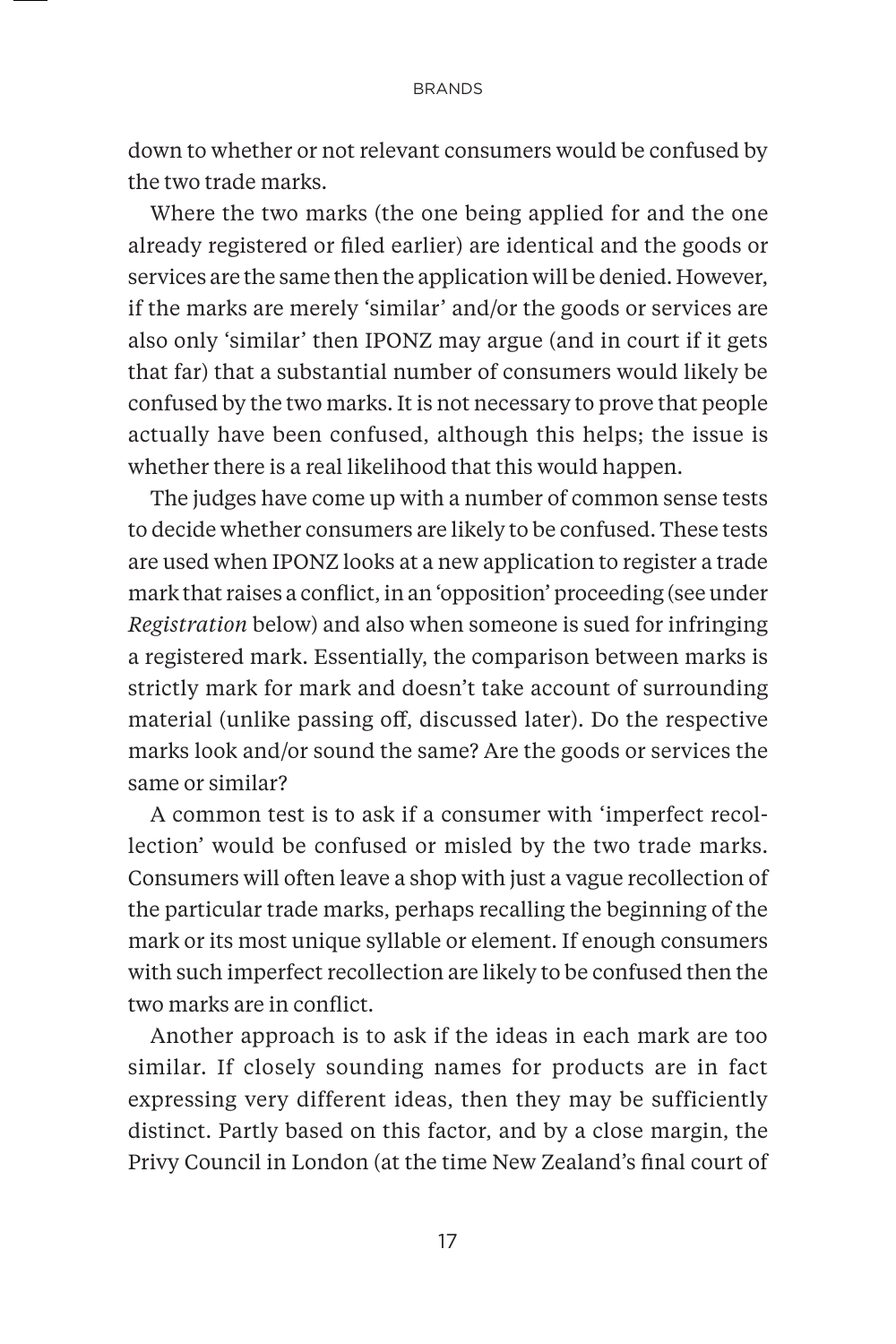down to whether or not relevant consumers would be confused by the two trade marks.

Where the two marks (the one being applied for and the one already registered or filed earlier) are identical and the goods or services are the same then the application will be denied. However, if the marks are merely 'similar' and/or the goods or services are also only 'similar' then IPONZ may argue (and in court if it gets that far) that a substantial number of consumers would likely be confused by the two marks. It is not necessary to prove that people actually have been confused, although this helps; the issue is whether there is a real likelihood that this would happen.

The judges have come up with a number of common sense tests to decide whether consumers are likely to be confused. These tests are used when IPONZ looks at a new application to register a trade mark that raises a conflict, in an 'opposition' proceeding (see under *Registration* below) and also when someone is sued for infringing a registered mark. Essentially, the comparison between marks is strictly mark for mark and doesn't take account of surrounding material (unlike passing off, discussed later). Do the respective marks look and/or sound the same? Are the goods or services the same or similar?

A common test is to ask if a consumer with 'imperfect recollection' would be confused or misled by the two trade marks. Consumers will often leave a shop with just a vague recollection of the particular trade marks, perhaps recalling the beginning of the mark or its most unique syllable or element. If enough consumers with such imperfect recollection are likely to be confused then the two marks are in conflict.

Another approach is to ask if the ideas in each mark are too similar. If closely sounding names for products are in fact expressing very different ideas, then they may be sufficiently distinct. Partly based on this factor, and by a close margin, the Privy Council in London (at the time New Zealand's final court of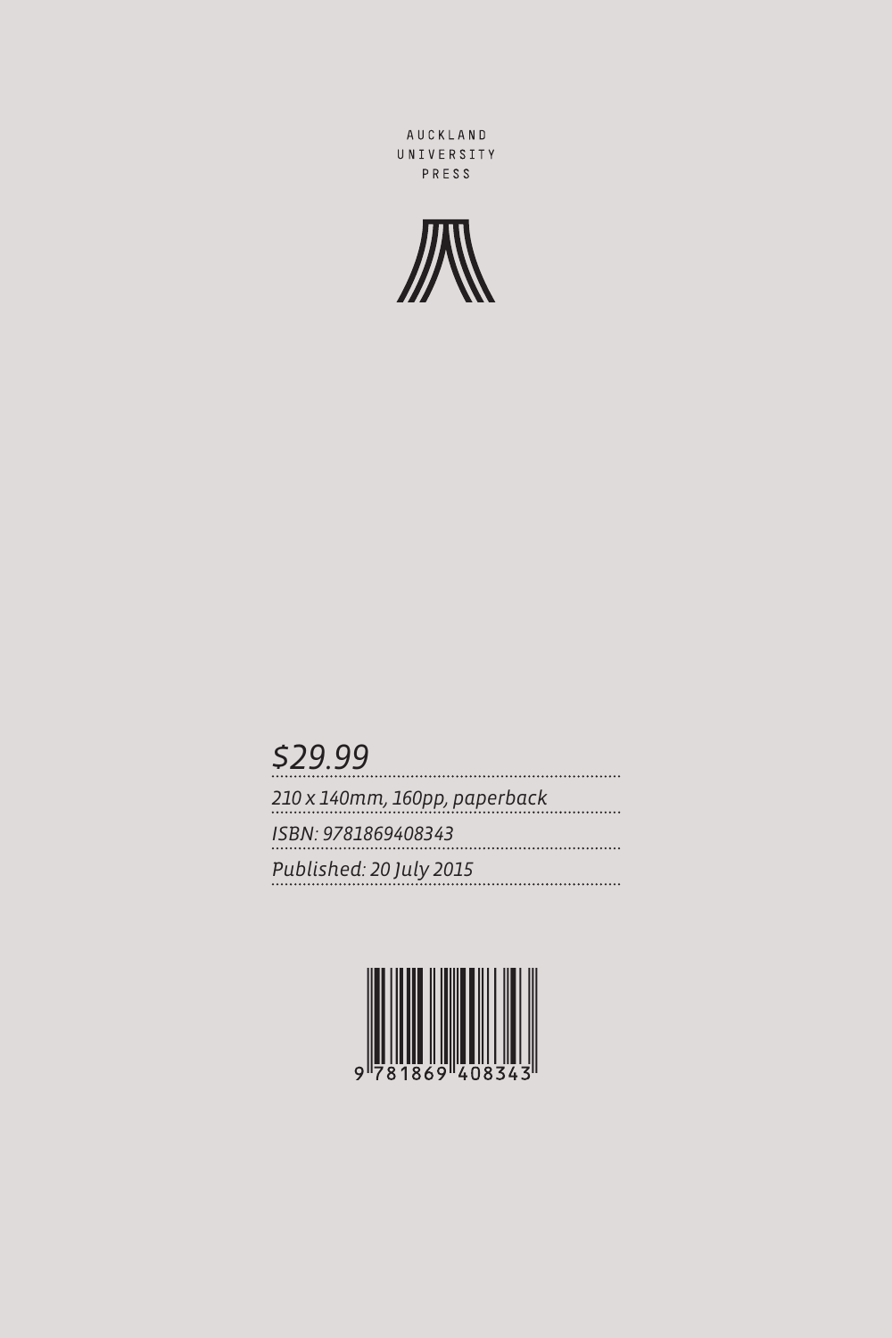AUCKLAND
UNIVERSITY
PRESS

*$29.99*

*210 x 140mm, 160pp, paperback*

*ISBN: 9781869408343*

*Published: 20 July 2015*

9 781869 408343